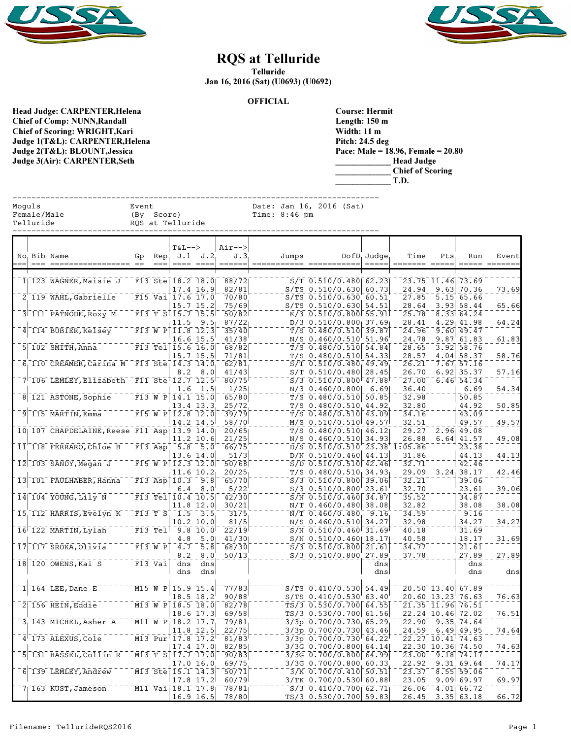# RQS at Telluride

**Telluride**
**Jan 16, 2016 (Sat) (U0693) (U0692)**

**OFFICIAL**

**Head Judge: CARPENTER,Helena**
**Chief of Comp: NUNN,Randall**
**Chief of Scoring: WRIGHT,Kari**
**Judge 1(T&L): CARPENTER,Helena**
**Judge 2(T&L): BLOUNT,Jessica**
**Judge 3(Air): CARPENTER,Seth**

**Course: Hermit**
**Length: 150 m**
**Width: 11 m**
**Pitch: 24.5 deg**
**Pace: Male = 18.96, Female = 20.80**
**____________ Head Judge**
**____________ Chief of Scoring**
**____________ T.D.**

```
Moguls                    Event                       Date: Jan 16, 2016 (Sat)
Female/Male               (By  Score)                 Time: 8:46 pm
Telluride                 RQS at Telluride
```

| No | Bib | Name | Gp | Rep | T&L--> J.1 | J.2 | Air--> J.3 | Jumps | DofD | Judge | Time | Pts | Run | Event |
|---|---|---|---|---|---|---|---|---|---|---|---|---|---|---|
| 1 | 123 | WAGNER,Maisie J | F13 | Ste | 18.2 | 18.0 | 88/72 | S/T | 0.510/0.480 | 62.23 | 23.75 | 11.46 | 73.69 | |
| | | | | | 17.4 | 16.9 | 82/81 | S/TS | 0.510/0.630 | 60.73 | 24.94 | 9.63 | 70.36 | 73.69 |
| 2 | 119 | WAHL,Gabrielle | F15 | Vai | 17.6 | 17.0 | 70/80 | S/TS | 0.510/0.630 | 60.51 | 27.85 | 5.15 | 65.66 | |
| | | | | | 15.7 | 15.2 | 75/69 | S/TS | 0.510/0.630 | 54.51 | 28.64 | 3.93 | 58.44 | 65.66 |
| 3 | 111 | PATNODE,Roxy M | F13 | T S | 15.7 | 15.5 | 50/82 | K/3 | 0.510/0.800 | 55.91 | 25.78 | 8.33 | 64.24 | |
| | | | | | 11.5 | 9.5 | 87/22 | D/3 | 0.510/0.800 | 37.69 | 28.41 | 4.29 | 41.98 | 64.24 |
| 4 | 114 | BUBIER,Kelsey | F13 | W P | 11.8 | 12.3 | 35/40 | T/S | 0.480/0.510 | 39.87 | 24.96 | 9.60 | 49.47 | |
| | | | | | 16.6 | 15.5 | 41/38 | N/S | 0.460/0.510 | 51.96 | 24.78 | 9.87 | 61.83 | 61.83 |
| 5 | 102 | SMITH,Anna | F13 | Tel | 15.6 | 16.0 | 68/82 | T/S | 0.480/0.510 | 54.84 | 28.65 | 3.92 | 58.76 | |
| | | | | | 15.7 | 15.5 | 71/81 | T/S | 0.480/0.510 | 54.33 | 28.57 | 4.04 | 58.37 | 58.76 |
| 6 | 110 | CREAMER,Carina M | F13 | Ste | 14.3 | 14.0 | 62/81 | S/T | 0.510/0.480 | 49.49 | 26.21 | 7.67 | 57.16 | |
| | | | | | 8.2 | 8.0 | 41/43 | S/T | 0.510/0.480 | 28.45 | 26.70 | 6.92 | 35.37 | 57.16 |
| 7 | 106 | LEMLEY,Elizabeth | F11 | Ste | 12.7 | 12.5 | 80/75 | S/3 | 0.510/0.800 | 47.88 | 27.00 | 6.46 | 54.34 | |
| | | | | | 1.6 | 1.5 | 1/25 | N/3 | 0.460/0.800 | 6.69 | 36.40 | | 6.69 | 54.34 |
| 8 | 121 | ASTONE,Sophie | F13 | W P | 14.1 | 15.0 | 65/80 | T/S | 0.480/0.510 | 50.85 | 32.98 | | 50.85 | |
| | | | | | 13.4 | 13.3 | 25/72 | T/S | 0.480/0.510 | 44.92 | 32.80 | | 44.92 | 50.85 |
| 9 | 115 | MARTIN,Emma | F15 | W P | 12.8 | 12.0 | 39/79 | T/S | 0.480/0.510 | 43.09 | 34.16 | | 43.09 | |
| | | | | | 14.2 | 14.5 | 58/70 | M/S | 0.510/0.510 | 49.57 | 32.51 | | 49.57 | 49.57 |
| 10 | 107 | CHAPDELAINE,Reese | F11 | Asp | 13.9 | 14.0 | 20/65 | T/S | 0.480/0.510 | 46.12 | 29.27 | 2.96 | 49.08 | |
| | | | | | 11.2 | 10.6 | 21/25 | N/S | 0.460/0.510 | 34.93 | 26.88 | 6.64 | 41.57 | 49.08 |
| 11 | 118 | FERRARO,Chloe B | F13 | Asp | 5.8 | 5.0 | 66/75 | D/S | 0.510/0.510 | 23.38 | 1:05.86 | | 23.38 | |
| | | | | | 13.6 | 14.0 | 51/3 | D/N | 0.510/0.460 | 44.13 | 31.86 | | 44.13 | 44.13 |
| 12 | 103 | SANDY,Megan J | F15 | W P | 12.3 | 12.0 | 50/68 | S/D | 0.510/0.510 | 42.46 | 32.71 | | 42.46 | |
| | | | | | 11.6 | 10.2 | 20/25 | T/S | 0.480/0.510 | 34.93 | 29.09 | 3.24 | 38.17 | 42.46 |
| 13 | 101 | FAULHABER,Hanna | F13 | Asp | 10.3 | 9.8 | 65/70 | S/3 | 0.510/0.800 | 39.06 | 32.21 | | 39.06 | |
| | | | | | 6.4 | 8.0 | 5/22 | S/3 | 0.510/0.800 | 23.61 | 32.70 | | 23.61 | 39.06 |
| 14 | 104 | YOUNG,Lily N | F13 | Tel | 10.4 | 10.5 | 42/30 | S/N | 0.510/0.460 | 34.87 | 35.52 | | 34.87 | |
| | | | | | 11.8 | 12.0 | 30/21 | N/T | 0.460/0.480 | 38.08 | 32.82 | | 38.08 | 38.08 |
| 15 | 112 | HARRIS,Evelyn K | F13 | T S | 1.5 | 3.5 | 31/5 | N/T | 0.460/0.480 | 9.16 | 34.59 | | 9.16 | |
| | | | | | 10.2 | 10.0 | 81/5 | N/S | 0.460/0.510 | 34.27 | 32.98 | | 34.27 | 34.27 |
| 16 | 122 | MARTIN,Lylah | F13 | Tel | 9.8 | 10.0 | 22/19 | S/N | 0.510/0.460 | 31.69 | 40.18 | | 31.69 | |
| | | | | | 4.8 | 5.0 | 41/30 | S/N | 0.510/0.460 | 18.17 | 40.58 | | 18.17 | 31.69 |
| 17 | 117 | SROKA,Olivia | F13 | W P | 4.7 | 5.8 | 68/30 | S/3 | 0.510/0.800 | 21.61 | 34.77 | | 21.61 | |
| | | | | | 8.2 | 8.0 | 50/13 | S/3 | 0.510/0.800 | 27.89 | 37.78 | | 27.89 | 27.89 |
| 18 | 120 | OWENS,Kai S | F13 | Vai | dns | dns | | | | dns | | | dns | |
| | | | | | dns | dns | | | | dns | | | dns | dns |
| 1 | 164 | LEE,Dane E | M15 | W P | 15.9 | 15.4 | 77/83 | S/TS | 0.410/0.530 | 54.49 | 20.50 | 13.40 | 67.89 | |
| | | | | | 18.5 | 18.2 | 90/88 | S/TS | 0.410/0.530 | 63.40 | 20.60 | 13.23 | 76.63 | 76.63 |
| 2 | 156 | HEIN,Eddie | M13 | W P | 18.5 | 18.0 | 82/78 | TS/3 | 0.530/0.700 | 64.55 | 21.35 | 11.96 | 76.51 | |
| | | | | | 18.6 | 17.3 | 69/58 | TS/3 | 0.530/0.700 | 61.56 | 22.24 | 10.46 | 72.02 | 76.51 |
| 3 | 143 | MICHEL,Asher A | M11 | W P | 18.2 | 17.7 | 79/81 | 3/3p | 0.700/0.730 | 65.29 | 22.90 | 9.35 | 74.64 | |
| | | | | | 11.8 | 12.5 | 22/75 | 3/3p | 0.700/0.730 | 43.46 | 24.59 | 6.49 | 49.95 | 74.64 |
| 4 | 173 | ALEXUS,Cole | M13 | Pur | 17.8 | 17.2 | 81/83 | 3/3p | 0.700/0.730 | 64.22 | 22.27 | 10.41 | 74.63 | |
| | | | | | 17.4 | 17.0 | 82/85 | 3/3G | 0.700/0.800 | 64.14 | 22.30 | 10.36 | 74.50 | 74.63 |
| 5 | 131 | HASSEL,Collin R | M13 | T S | 17.7 | 17.0 | 90/83 | 3/3G | 0.700/0.800 | 64.99 | 23.00 | 9.18 | 74.17 | |
| | | | | | 17.0 | 16.0 | 69/75 | 3/3G | 0.700/0.800 | 60.33 | 22.92 | 9.31 | 69.64 | 74.17 |
| 6 | 139 | LEMLEY,Andrew | M13 | Ste | 15.1 | 14.3 | 50/71 | 3/K | 0.700/0.410 | 50.51 | 23.37 | 8.55 | 59.06 | |
| | | | | | 17.8 | 17.2 | 60/79 | 3/TK | 0.700/0.530 | 60.88 | 23.05 | 9.09 | 69.97 | 69.97 |
| 7 | 163 | KUST,Jameson | M11 | Vai | 18.1 | 17.8 | 78/81 | S/3 | 0.410/0.700 | 62.71 | 26.06 | 4.01 | 66.72 | |
| | | | | | 16.9 | 16.5 | 78/80 | TS/3 | 0.530/0.700 | 59.83 | 26.45 | 3.35 | 63.18 | 66.72 |

Filename: TellurideRQS2016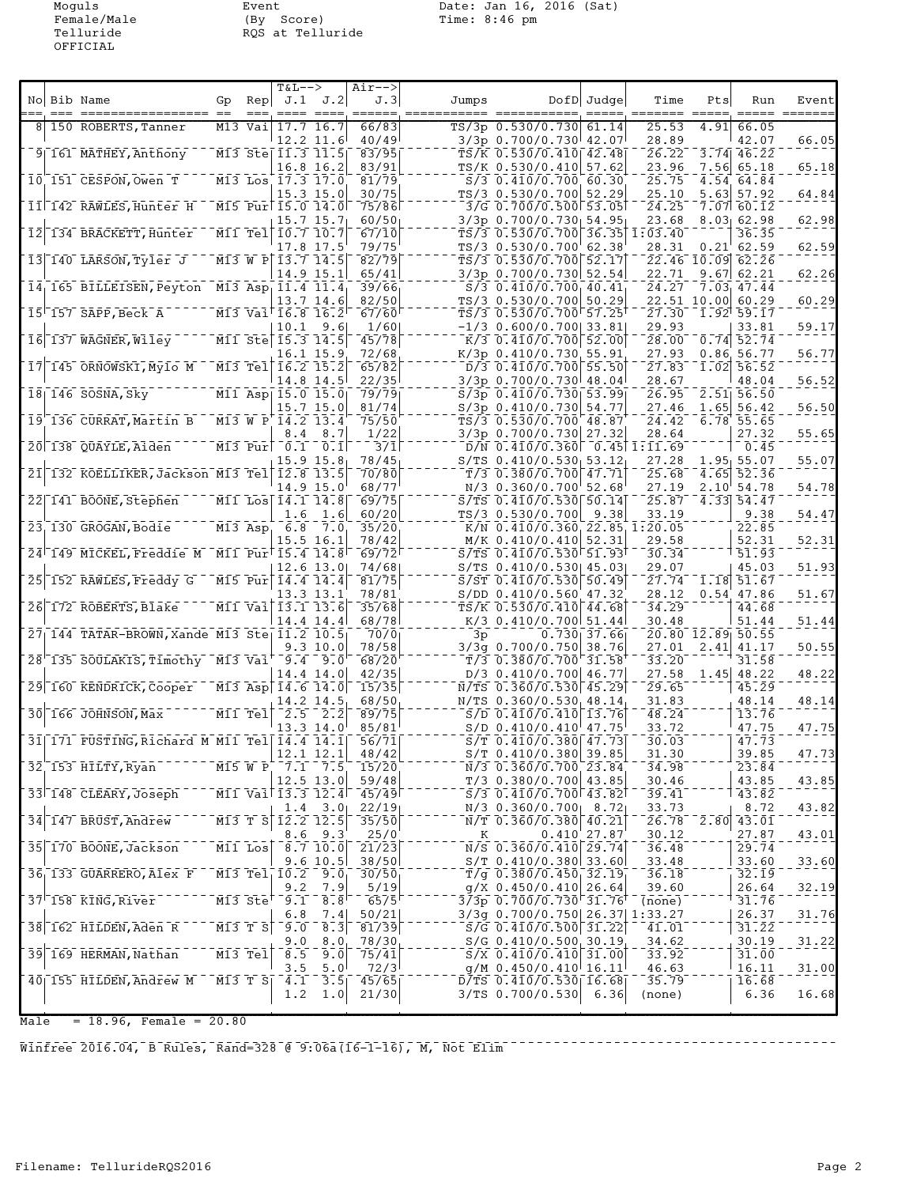Moguls
Female/Male
Telluride
OFFICIAL

Event
(By Score)
RQS at Telluride

Date: Jan 16, 2016 (Sat)
Time: 8:46 pm

| No | Bib | Name | Gp | Rep | T&L--> J.1 | J.2 | Air--> J.3 | Jumps | DofD | Judge | Time | Pts | Run | Event |
|---|---|---|---|---|---|---|---|---|---|---|---|---|---|---|
| 8 | 150 | ROBERTS,Tanner | M13 | Vai | 17.7 | 16.7 | 66/83 | TS/3p | 0.530/0.730 | 61.14 | 25.53 | 4.91 | 66.05 | |
| | | | | | 12.2 | 11.6 | 40/49 | 3/3p | 0.700/0.730 | 42.07 | 28.89 | | 42.07 | 66.05 |
| 9 | 161 | MATHEY,Anthony | M13 | Ste | 11.3 | 11.5 | 83/95 | TS/K | 0.530/0.410 | 42.48 | 26.22 | 3.74 | 46.22 | |
| | | | | | 16.8 | 16.2 | 83/91 | TS/K | 0.530/0.410 | 57.62 | 23.96 | 7.56 | 65.18 | 65.18 |
| 10 | 151 | CESPON,Owen T | M13 | Los | 17.3 | 17.0 | 81/79 | S/3 | 0.410/0.700 | 60.30 | 25.75 | 4.54 | 64.84 | |
| | | | | | 15.3 | 15.0 | 30/75 | TS/3 | 0.530/0.700 | 52.29 | 25.10 | 5.63 | 57.92 | 64.84 |
| 11 | 142 | RAWLES,Hunter H | M15 | Pur | 15.0 | 14.0 | 75/86 | 3/G | 0.700/0.500 | 53.05 | 24.25 | 7.07 | 60.12 | |
| | | | | | 15.7 | 15.7 | 60/50 | 3/3p | 0.700/0.730 | 54.95 | 23.68 | 8.03 | 62.98 | 62.98 |
| 12 | 134 | BRACKETT,Hunter | M11 | Tel | 10.7 | 10.7 | 67/10 | TS/3 | 0.530/0.700 | 36.35 | 1:03.40 | | 36.35 | |
| | | | | | 17.8 | 17.5 | 79/75 | TS/3 | 0.530/0.700 | 62.38 | 28.31 | 0.21 | 62.59 | 62.59 |
| 13 | 140 | LARSON,Tyler J | M13 | W P | 13.7 | 14.5 | 82/79 | TS/3 | 0.530/0.700 | 52.17 | 22.46 | 10.09 | 62.26 | |
| | | | | | 14.9 | 15.1 | 65/41 | 3/3p | 0.700/0.730 | 52.54 | 22.71 | 9.67 | 62.21 | 62.26 |
| 14 | 165 | BILLEISEN,Peyton | M13 | Asp | 11.4 | 11.4 | 39/66 | S/3 | 0.410/0.700 | 40.41 | 24.27 | 7.03 | 47.44 | |
| | | | | | 13.7 | 14.6 | 82/50 | TS/3 | 0.530/0.700 | 50.29 | 22.51 | 10.00 | 60.29 | 60.29 |
| 15 | 157 | SAPP,Beck A | M13 | Vai | 16.8 | 16.2 | 67/60 | TS/3 | 0.530/0.700 | 57.25 | 27.30 | 1.92 | 59.17 | |
| | | | | | 10.1 | 9.6 | 1/60 | -1/3 | 0.600/0.700 | 33.81 | 29.93 | | 33.81 | 59.17 |
| 16 | 137 | WAGNER,Wiley | M11 | Ste | 15.3 | 14.5 | 45/78 | K/3 | 0.410/0.700 | 52.00 | 28.00 | 0.74 | 52.74 | |
| | | | | | 16.1 | 15.9 | 72/68 | K/3p | 0.410/0.730 | 55.91 | 27.93 | 0.86 | 56.77 | 56.77 |
| 17 | 145 | ORNOWSKI,Mylo M | M13 | Tel | 16.2 | 15.2 | 65/82 | D/3 | 0.410/0.700 | 55.50 | 27.83 | 1.02 | 56.52 | |
| | | | | | 14.8 | 14.5 | 22/35 | 3/3p | 0.700/0.730 | 48.04 | 28.67 | | 48.04 | 56.52 |
| 18 | 146 | SOSNA,Sky | M11 | Asp | 15.0 | 15.0 | 79/79 | S/3p | 0.410/0.730 | 53.99 | 26.95 | 2.51 | 56.50 | |
| | | | | | 15.7 | 15.0 | 81/74 | S/3p | 0.410/0.730 | 54.77 | 27.46 | 1.65 | 56.42 | 56.50 |
| 19 | 136 | CURRAT,Martin B | M13 | W P | 14.2 | 13.4 | 75/50 | TS/3 | 0.530/0.700 | 48.87 | 24.42 | 6.78 | 55.65 | |
| | | | | | 8.4 | 8.7 | 1/22 | 3/3p | 0.700/0.730 | 27.32 | 28.64 | | 27.32 | 55.65 |
| 20 | 138 | QUAYLE,Alden | M13 | Pur | 0.1 | 0.1 | 3/1 | D/N | 0.410/0.360 | 0.45 | 1:11.69 | | 0.45 | |
| | | | | | 15.9 | 15.8 | 78/45 | S/TS | 0.410/0.530 | 53.12 | 27.28 | 1.95 | 55.07 | 55.07 |
| 21 | 132 | KOELLIKER,Jackson | M13 | Tel | 12.8 | 13.5 | 70/80 | T/3 | 0.380/0.700 | 47.71 | 25.68 | 4.65 | 52.36 | |
| | | | | | 14.9 | 15.0 | 68/77 | N/3 | 0.360/0.700 | 52.68 | 27.19 | 2.10 | 54.78 | 54.78 |
| 22 | 141 | BOONE,Stephen | M11 | Los | 14.1 | 14.8 | 69/75 | S/TS | 0.410/0.530 | 50.14 | 25.87 | 4.33 | 54.47 | |
| | | | | | 1.6 | 1.6 | 60/20 | TS/3 | 0.530/0.700 | 9.38 | 33.19 | | 9.38 | 54.47 |
| 23 | 130 | GROGAN,Bodie | M13 | Asp | 6.8 | 7.0 | 35/20 | K/N | 0.410/0.360 | 22.85 | 1:20.05 | | 22.85 | |
| | | | | | 15.5 | 16.1 | 78/42 | M/K | 0.410/0.410 | 52.31 | 29.58 | | 52.31 | 52.31 |
| 24 | 149 | MICKEL,Freddie M | M11 | Pur | 15.4 | 14.8 | 69/72 | S/TS | 0.410/0.530 | 51.93 | 30.34 | | 51.93 | |
| | | | | | 12.6 | 13.0 | 74/68 | S/TS | 0.410/0.530 | 45.03 | 29.07 | | 45.03 | 51.93 |
| 25 | 152 | RAWLES,Freddy G | M15 | Pur | 14.4 | 14.4 | 81/75 | S/ST | 0.410/0.530 | 50.49 | 27.74 | 1.18 | 51.67 | |
| | | | | | 13.3 | 13.1 | 78/81 | S/DD | 0.410/0.560 | 47.32 | 28.12 | 0.54 | 47.86 | 51.67 |
| 26 | 172 | ROBERTS,Blake | M11 | Vai | 13.1 | 13.6 | 35/68 | TS/K | 0.530/0.410 | 44.68 | 34.29 | | 44.68 | |
| | | | | | 14.4 | 14.4 | 68/78 | K/3 | 0.410/0.700 | 51.44 | 30.48 | | 51.44 | 51.44 |
| 27 | 144 | TATAR-BROWN,Xande | M13 | Ste | 11.2 | 10.5 | 70/0 | 3p | 0.730 | 37.66 | 20.80 | 12.89 | 50.55 | |
| | | | | | 9.3 | 10.0 | 78/58 | 3/3g | 0.700/0.750 | 38.76 | 27.01 | 2.41 | 41.17 | 50.55 |
| 28 | 135 | SOULAKIS,Timothy | M13 | Vai | 9.4 | 9.0 | 68/20 | T/3 | 0.380/0.700 | 31.58 | 33.20 | | 31.58 | |
| | | | | | 14.4 | 14.0 | 42/35 | D/3 | 0.410/0.700 | 46.77 | 27.58 | 1.45 | 48.22 | 48.22 |
| 29 | 160 | KENDRICK,Cooper | M13 | Asp | 14.6 | 14.0 | 15/35 | N/TS | 0.360/0.530 | 45.29 | 29.65 | | 45.29 | |
| | | | | | 14.2 | 14.5 | 68/50 | N/TS | 0.360/0.530 | 48.14 | 31.83 | | 48.14 | 48.14 |
| 30 | 166 | JOHNSON,Max | M11 | Tel | 2.5 | 2.2 | 89/75 | S/D | 0.410/0.410 | 13.76 | 48.24 | | 13.76 | |
| | | | | | 13.3 | 14.0 | 85/81 | S/D | 0.410/0.410 | 47.75 | 33.72 | | 47.75 | 47.75 |
| 31 | 171 | FUSTING,Richard M | M11 | Tel | 14.4 | 14.1 | 56/71 | S/T | 0.410/0.380 | 47.73 | 30.03 | | 47.73 | |
| | | | | | 12.1 | 12.1 | 48/42 | S/T | 0.410/0.380 | 39.85 | 31.30 | | 39.85 | 47.73 |
| 32 | 153 | HILTY,Ryan | M15 | W P | 7.1 | 7.5 | 15/20 | N/3 | 0.360/0.700 | 23.84 | 34.98 | | 23.84 | |
| | | | | | 12.5 | 13.0 | 59/48 | T/3 | 0.380/0.700 | 43.85 | 30.46 | | 43.85 | 43.85 |
| 33 | 148 | CLEARY,Joseph | M11 | Vai | 13.3 | 12.4 | 45/49 | S/3 | 0.410/0.700 | 43.82 | 39.41 | | 43.82 | |
| | | | | | 1.4 | 3.0 | 22/19 | N/3 | 0.360/0.700 | 8.72 | 33.73 | | 8.72 | 43.82 |
| 34 | 147 | BRUST,Andrew | M13 | T S | 12.2 | 12.5 | 35/50 | N/T | 0.360/0.380 | 40.21 | 26.78 | 2.80 | 43.01 | |
| | | | | | 8.6 | 9.3 | 25/0 | K | 0.410 | 27.87 | 30.12 | | 27.87 | 43.01 |
| 35 | 170 | BOONE,Jackson | M11 | Los | 8.7 | 10.0 | 21/23 | N/S | 0.360/0.410 | 29.74 | 36.48 | | 29.74 | |
| | | | | | 9.6 | 10.5 | 38/50 | S/T | 0.410/0.380 | 33.60 | 33.48 | | 33.60 | 33.60 |
| 36 | 133 | GUARRERO,Alex F | M13 | Tel | 10.2 | 9.0 | 30/50 | T/g | 0.380/0.450 | 32.19 | 36.18 | | 32.19 | |
| | | | | | 9.2 | 7.9 | 5/19 | g/X | 0.450/0.410 | 26.64 | 39.60 | | 26.64 | 32.19 |
| 37 | 158 | KING,River | M13 | Ste | 9.1 | 8.8 | 65/5 | 3/3p | 0.700/0.730 | 31.76 | (none) | | 31.76 | |
| | | | | | 6.8 | 7.4 | 50/21 | 3/3g | 0.700/0.750 | 26.37 | 1:33.27 | | 26.37 | 31.76 |
| 38 | 162 | HILDEN,Aden R | M13 | T S | 9.0 | 8.3 | 81/39 | S/G | 0.410/0.500 | 31.22 | 41.01 | | 31.22 | |
| | | | | | 9.0 | 8.0 | 78/30 | S/G | 0.410/0.500 | 30.19 | 34.62 | | 30.19 | 31.22 |
| 39 | 169 | HERMAN,Nathan | M13 | Tel | 8.5 | 9.0 | 75/41 | S/X | 0.410/0.410 | 31.00 | 33.92 | | 31.00 | |
| | | | | | 3.5 | 5.0 | 72/3 | g/M | 0.450/0.410 | 16.11 | 46.63 | | 16.11 | 31.00 |
| 40 | 155 | HILDEN,Andrew M | M13 | T S | 4.1 | 3.5 | 45/65 | D/TS | 0.410/0.530 | 16.68 | 35.79 | | 16.68 | |
| | | | | | 1.2 | 1.0 | 21/30 | 3/TS | 0.700/0.530 | 6.36 | (none) | | 6.36 | 16.68 |

Male = 18.96, Female = 20.80

Winfree 2016.04, B Rules, Rand=328 @ 9:06a(16-1-16), M, Not Elim

Filename: TellurideRQS2016